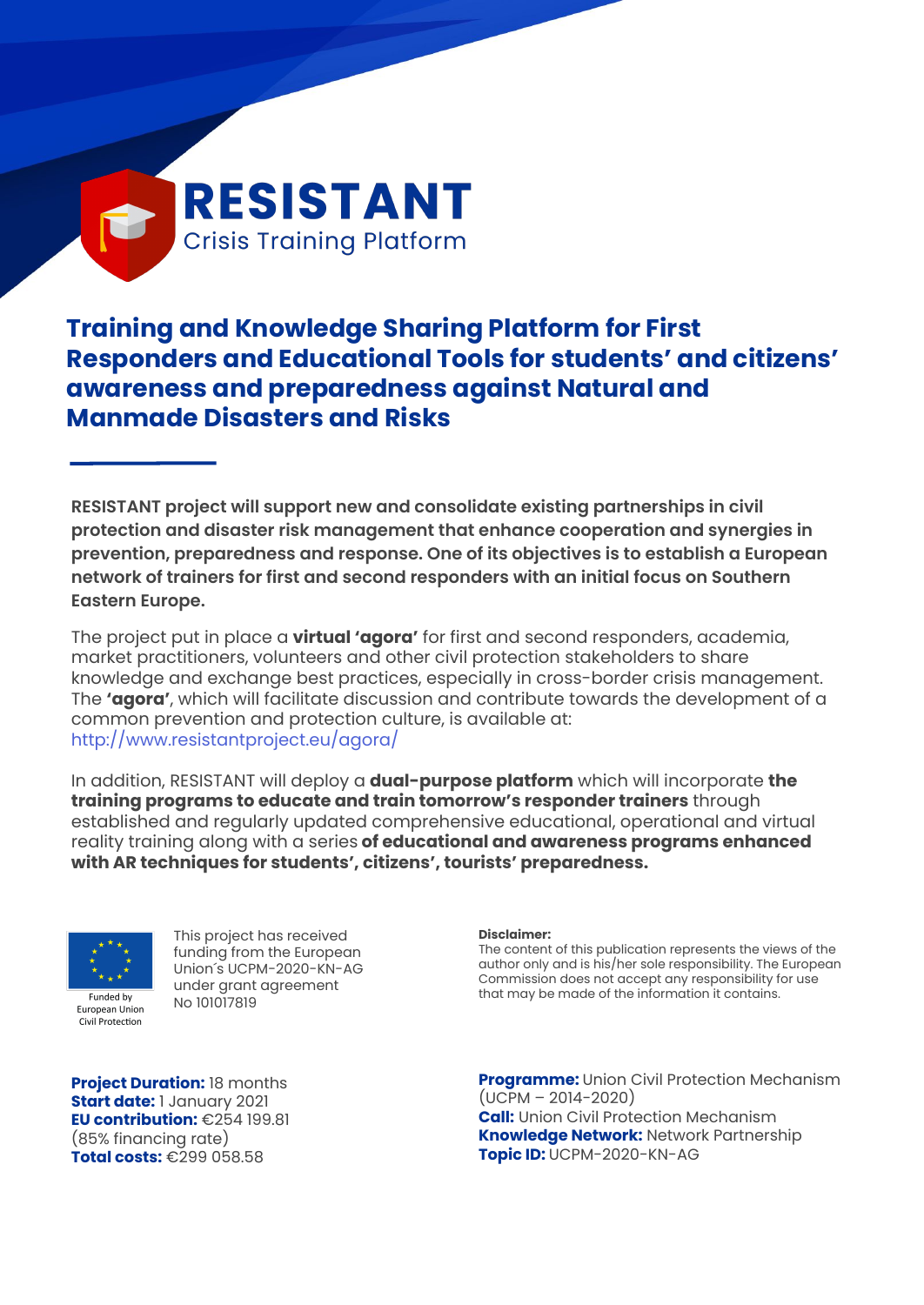# RESISTANT

Crisis Training Platform

## Training and Knowledge Sharing Platform for First Responders and Educational Tools for students' and citizens' awareness and preparedness against Natural and Manmade Disasters and Risks

**RESISTANT project will support new and consolidate existing partnerships in civil protection and disaster risk management that enhance cooperation and synergies in prevention, preparedness and response. One of its objectives is to establish a European network of trainers for first and second responders with an initial focus on Southern Eastern Europe.**

The project put in place a **virtual 'agora'** for first and second responders, academia, market practitioners, volunteers and other civil protection stakeholders to share knowledge and exchange best practices, especially in cross-border crisis management. The **'agora'**, which will facilitate discussion and contribute towards the development of a common prevention and protection culture, is available at: http://www.resistantproject.eu/agora/

In addition, RESISTANT will deploy a **dual-purpose platform** which will incorporate **the training programs to educate and train tomorrow's responder trainers** through established and regularly updated comprehensive educational, operational and virtual reality training along with a series **of educational and awareness programs enhanced with AR techniques for students', citizens', tourists' preparedness.**

Funded by European Union Civil Protection

This project has received funding from the European Union´s UCPM-2020-KN-AG under grant agreement No 101017819

**Disclaimer:**
The content of this publication represents the views of the author only and is his/her sole responsibility. The European Commission does not accept any responsibility for use that may be made of the information it contains.

**Project Duration:** 18 months
**Start date:** 1 January 2021
**EU contribution:** €254 199.81 (85% financing rate)
**Total costs:** €299 058.58

**Programme:** Union Civil Protection Mechanism (UCPM – 2014-2020)
**Call:** Union Civil Protection Mechanism
**Knowledge Network:** Network Partnership
**Topic ID:** UCPM-2020-KN-AG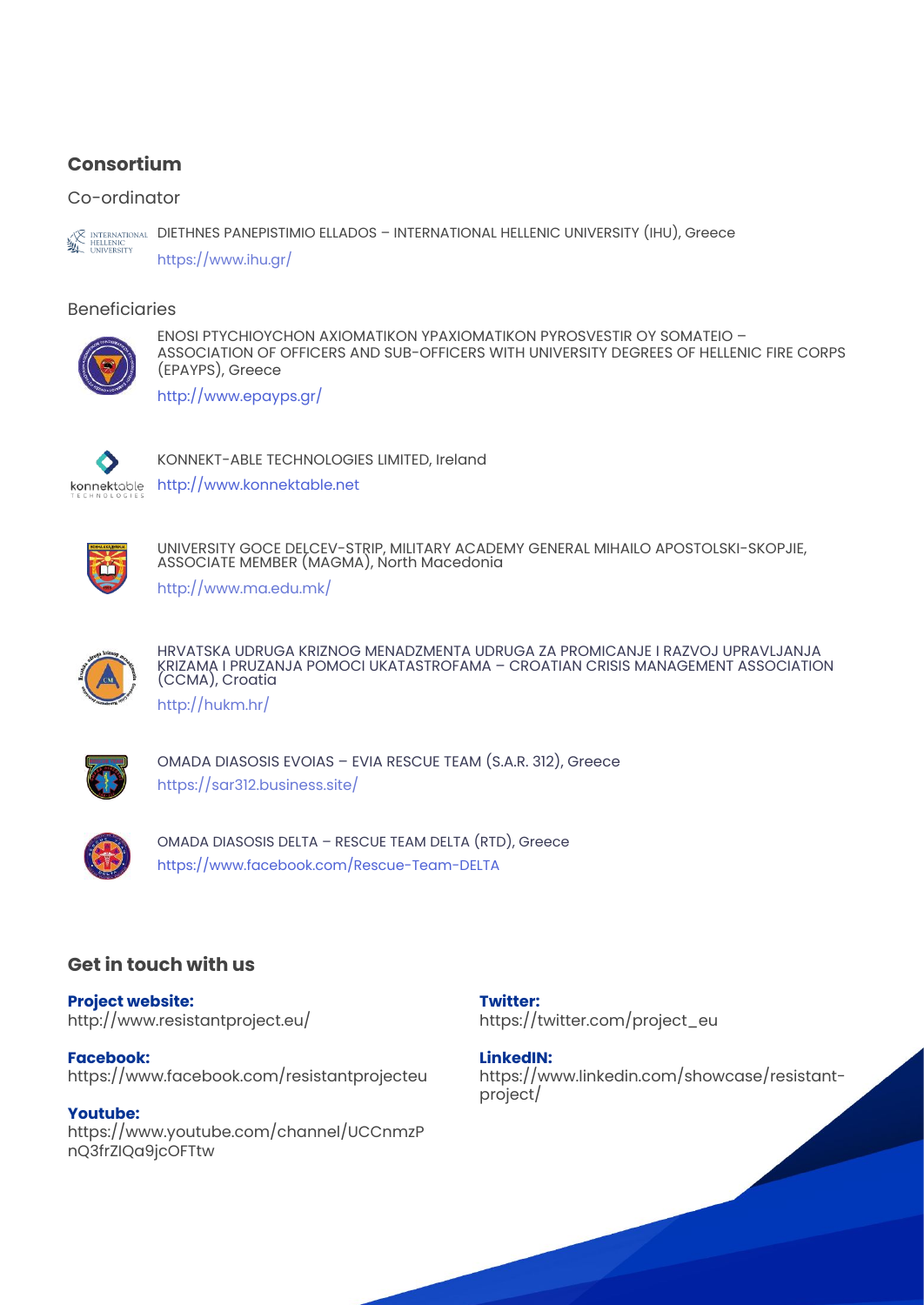## Consortium

### Co-ordinator

DIETHNES PANEPISTIMIO ELLADOS – INTERNATIONAL HELLENIC UNIVERSITY (IHU), Greece
https://www.ihu.gr/

### Beneficiaries

ENOSI PTYCHIOYCHON AXIOMATIKON YPAXIOMATIKON PYROSVESTIR OY SOMATEIO – ASSOCIATION OF OFFICERS AND SUB-OFFICERS WITH UNIVERSITY DEGREES OF HELLENIC FIRE CORPS (EPAYPS), Greece
http://www.epayps.gr/

KONNEKT-ABLE TECHNOLOGIES LIMITED, Ireland
http://www.konnektable.net

UNIVERSITY GOCE DELCEV-STRIP, MILITARY ACADEMY GENERAL MIHAILO APOSTOLSKI-SKOPJIE, ASSOCIATE MEMBER (MAGMA), North Macedonia
http://www.ma.edu.mk/

HRVATSKA UDRUGA KRIZNOG MENADZMENTA UDRUGA ZA PROMICANJE I RAZVOJ UPRAVLJANJA KRIZAMA I PRUZANJA POMOCI UKATASTROFAMA – CROATIAN CRISIS MANAGEMENT ASSOCIATION (CCMA), Croatia
http://hukm.hr/

OMADA DIASOSIS EVOIAS – EVIA RESCUE TEAM (S.A.R. 312), Greece
https://sar312.business.site/

OMADA DIASOSIS DELTA – RESCUE TEAM DELTA (RTD), Greece
https://www.facebook.com/Rescue-Team-DELTA

## Get in touch with us

**Project website:**
http://www.resistantproject.eu/

**Facebook:**
https://www.facebook.com/resistantprojecteu

**Youtube:**
https://www.youtube.com/channel/UCCnmzPnQ3frZIQa9jcOFTtw

**Twitter:**
https://twitter.com/project_eu

**LinkedIN:**
https://www.linkedin.com/showcase/resistant-project/